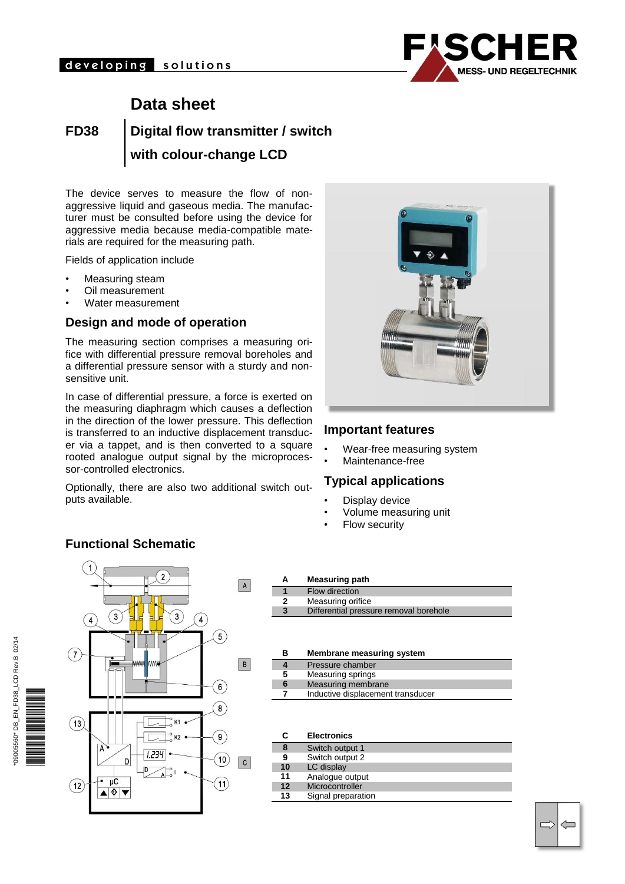# Data sheet

## FD38 Digital flow transmitter / switch with colour-change LCD

The device serves to measure the flow of non-aggressive liquid and gaseous media. The manufacturer must be consulted before using the device for aggressive media because media-compatible materials are required for the measuring path.

Fields of application include

- Measuring steam
- Oil measurement
- Water measurement

### Design and mode of operation

The measuring section comprises a measuring orifice with differential pressure removal boreholes and a differential pressure sensor with a sturdy and non-sensitive unit.

In case of differential pressure, a force is exerted on the measuring diaphragm which causes a deflection in the direction of the lower pressure. This deflection is transferred to an inductive displacement transducer via a tappet, and is then converted to a square rooted analogue output signal by the microprocessor-controlled electronics.

Optionally, there are also two additional switch outputs available.

### Important features

- Wear-free measuring system
- Maintenance-free

### Typical applications

- Display device
- Volume measuring unit
- Flow security

### Functional Schematic

| A | Measuring path |
|---|---|
| 1 | Flow direction |
| 2 | Measuring orifice |
| 3 | Differential pressure removal borehole |

| B | Membrane measuring system |
|---|---|
| 4 | Pressure chamber |
| 5 | Measuring springs |
| 6 | Measuring membrane |
| 7 | Inductive displacement transducer |

| C | Electronics |
|---|---|
| 8 | Switch output 1 |
| 9 | Switch output 2 |
| 10 | LC display |
| 11 | Analogue output |
| 12 | Microcontroller |
| 13 | Signal preparation |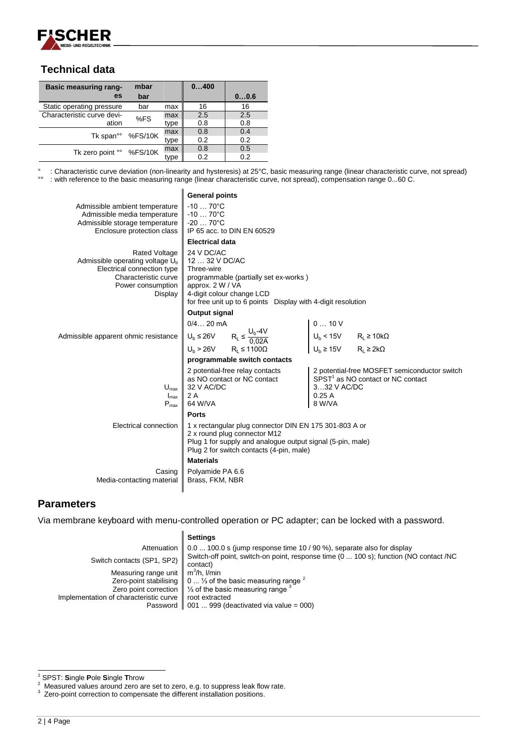## Technical data

| Basic measuring ranges | mbar<br>bar | | 0…400 | 0…0.6 |
|---|---|---|---|---|
| Static operating pressure | bar | max | 16 | 16 |
| Characteristic curve deviation | %FS | max | 2.5 | 2.5 |
| | | type | 0.8 | 0.8 |
| Tk span°° | %FS/10K | max | 0.8 | 0.4 |
| | | type | 0.2 | 0.2 |
| Tk zero point °° | %FS/10K | max | 0.8 | 0.5 |
| | | type | 0.2 | 0.2 |

° : Characteristic curve deviation (non-linearity and hysteresis) at 25°C, basic measuring range (linear characteristic curve, not spread)
°° : with reference to the basic measuring range (linear characteristic curve, not spread), compensation range 0...60 C.

| | **General points** | |
|---|---|---|
| Admissible ambient temperature | -10 … 70°C | |
| Admissible media temperature | -10 … 70°C | |
| Admissible storage temperature | -20 … 70°C | |
| Enclosure protection class | IP 65 acc. to DIN EN 60529 | |
| | **Electrical data** | |
| Rated Voltage | 24 V DC/AC | |
| Admissible operating voltage $U_b$ | 12 … 32 V DC/AC | |
| Electrical connection type | Three-wire | |
| Characteristic curve | programmable (partially set ex-works ) | |
| Power consumption | approx. 2 W / VA | |
| Display | 4-digit colour change LCD<br>for free unit up to 6 points Display with 4-digit resolution | |
| | **Output signal** | |
| | 0/4… 20 mA | 0 … 10 V |
| Admissible apparent ohmic resistance | $U_b \le 26V$ $R_L \le \frac{U_b - 4V}{0,02A}$ | $U_b < 15V$ $R_L \ge 10k\Omega$ |
| | $U_b > 26V$ $R_L \le 1100\Omega$ | $U_b \ge 15V$ $R_L \ge 2k\Omega$ |
| | **programmable switch contacts** | |
| | 2 potential-free relay contacts as NO contact or NC contact | 2 potential-free MOSFET semiconductor switch SPST[1] as NO contact or NC contact |
| $U_{max}$ | 32 V AC/DC | 3…32 V AC/DC |
| $I_{max}$ | 2 A | 0.25 A |
| $P_{max}$ | 64 W/VA | 8 W/VA |
| | **Ports** | |
| Electrical connection | 1 x rectangular plug connector DIN EN 175 301-803 A or<br>2 x round plug connector M12<br>Plug 1 for supply and analogue output signal (5-pin, male)<br>Plug 2 for switch contacts (4-pin, male) | |
| | **Materials** | |
| Casing | Polyamide PA 6.6 | |
| Media-contacting material | Brass, FKM, NBR | |

## Parameters

Via membrane keyboard with menu-controlled operation or PC adapter; can be locked with a password.

| | **Settings** |
|---|---|
| Attenuation | 0.0 ... 100.0 s (jump response time 10 / 90 %), separate also for display |
| Switch contacts (SP1, SP2) | Switch-off point, switch-on point, response time (0 ... 100 s); function (NO contact /NC contact) |
| Measuring range unit | $m^3$/h, l/min |
| Zero-point stabilising | 0 ... ⅓ of the basic measuring range [2] |
| Zero point correction | ⅓ of the basic measuring range [3] |
| Implementation of characteristic curve | root extracted |
| Password | 001 ... 999 (deactivated via value = 000) |

[1] SPST: **S**ingle **P**ole **S**ingle **T**hrow
[2] Measured values around zero are set to zero, e.g. to suppress leak flow rate.
[3] Zero-point correction to compensate the different installation positions.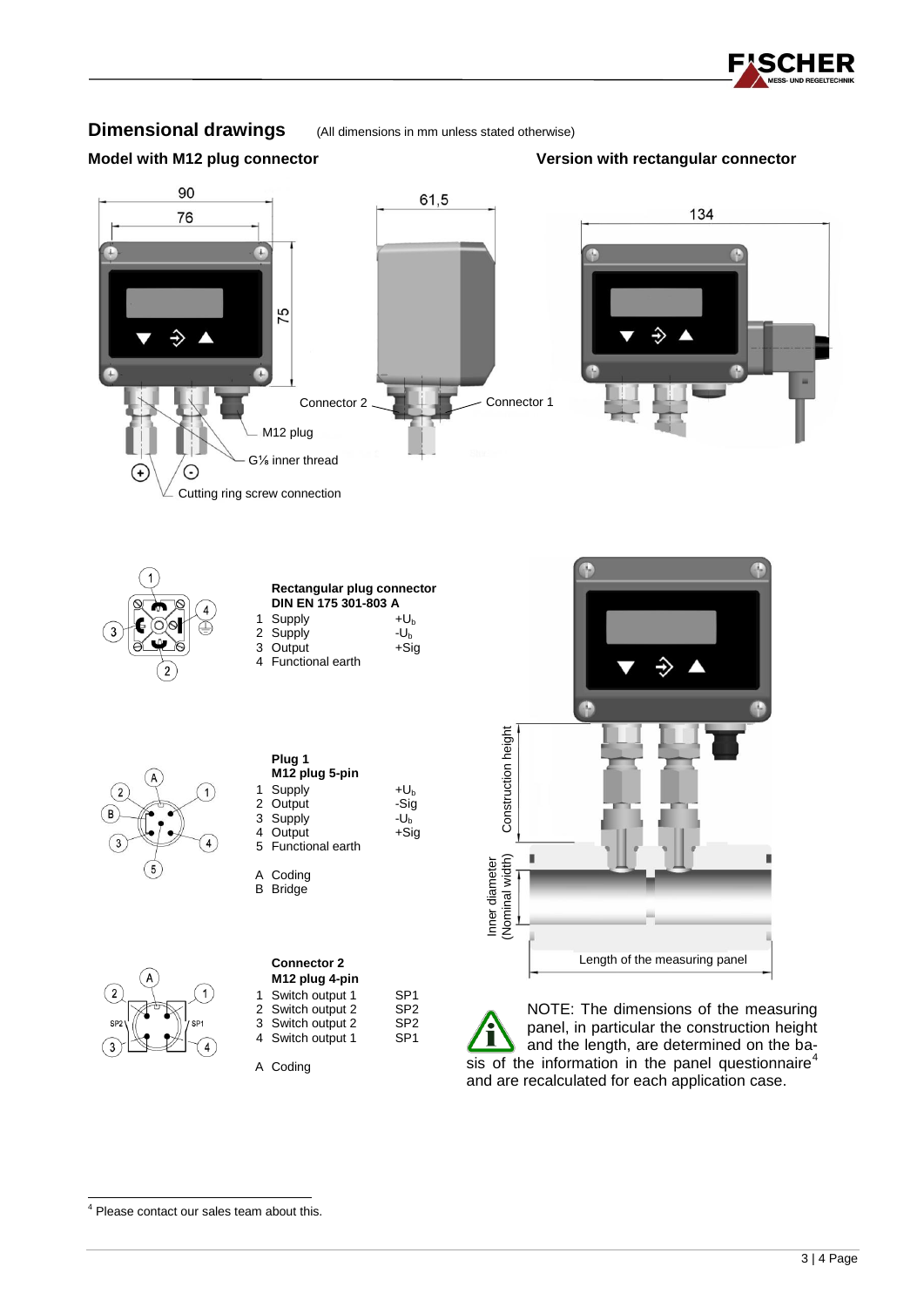## Dimensional drawings

(All dimensions in mm unless stated otherwise)

**Model with M12 plug connector**

**Version with rectangular connector**

90

76

75

61,5

134

Connector 2

Connector 1

M12 plug

G⅛ inner thread

Cutting ring screw connection

**Rectangular plug connector DIN EN 175 301-803 A**

| | | |
|---|---|---|
| 1 | Supply | $+U_b$ |
| 2 | Supply | $-U_b$ |
| 3 | Output | +Sig |
| 4 | Functional earth | |

**Plug 1**
**M12 plug 5-pin**

| | | |
|---|---|---|
| 1 | Supply | $+U_b$ |
| 2 | Output | -Sig |
| 3 | Supply | $-U_b$ |
| 4 | Output | +Sig |
| 5 | Functional earth | |

A Coding
B Bridge

**Connector 2**
**M12 plug 4-pin**

| | | |
|---|---|---|
| 1 | Switch output 1 | SP1 |
| 2 | Switch output 2 | SP2 |
| 3 | Switch output 2 | SP2 |
| 4 | Switch output 1 | SP1 |

A Coding

Construction height

Inner diameter (Nominal width)

Length of the measuring panel

NOTE: The dimensions of the measuring panel, in particular the construction height and the length, are determined on the basis of the information in the panel questionnaire[4] and are recalculated for each application case.

[4] Please contact our sales team about this.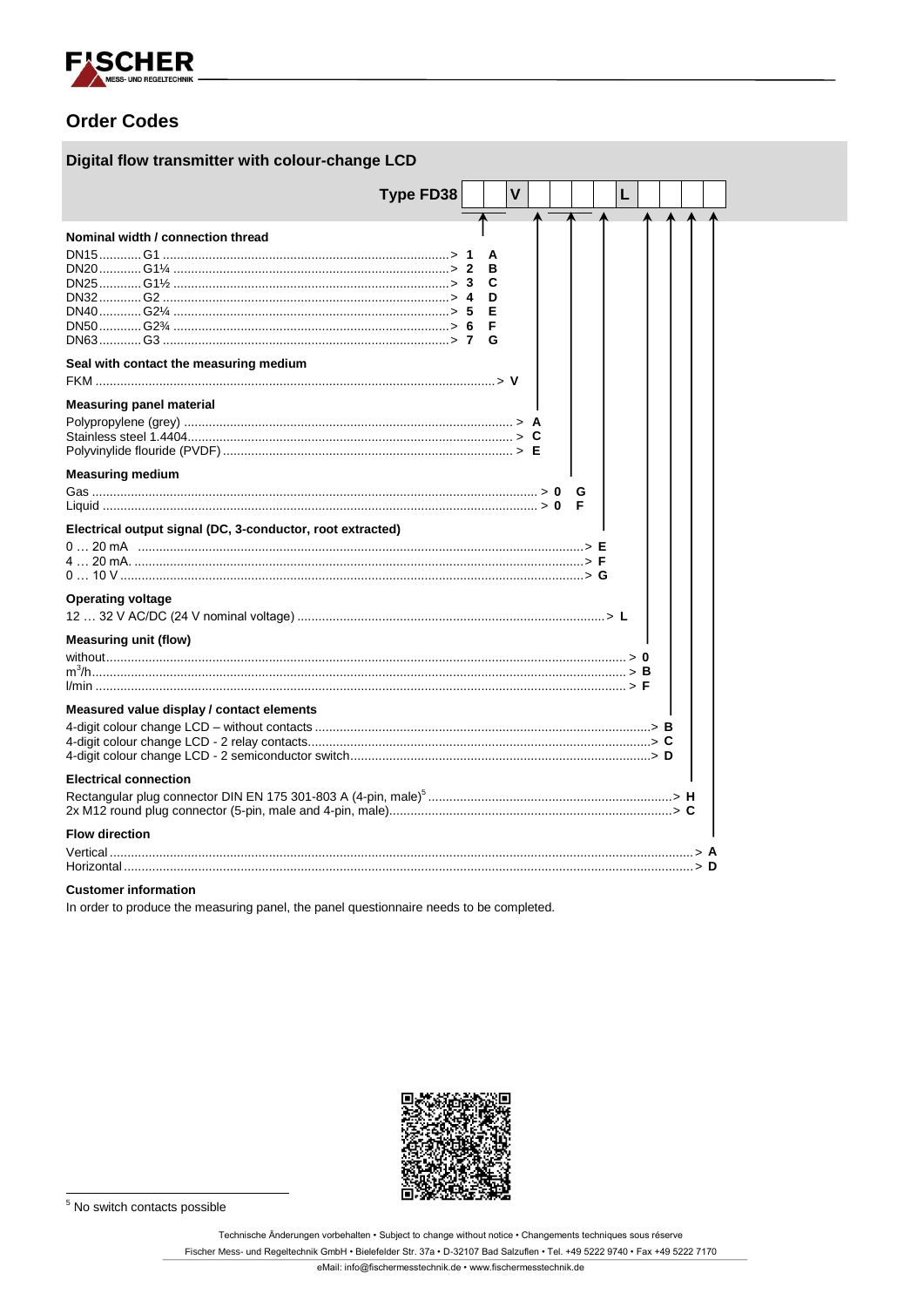## Order Codes

### Digital flow transmitter with colour-change LCD

**Type FD38** | | | V | | | | | L | | | | |

**Nominal width / connection thread**

DN15............ G1 ................................................................................> **1 A**
DN20............ G1¼ .............................................................................> **2 B**
DN25............ G1½ .............................................................................> **3 C**
DN32............ G2 ................................................................................> **4 D**
DN40............ G2¼ .............................................................................> **5 E**
DN50............ G2¾ .............................................................................> **6 F**
DN63............ G3 ................................................................................> **7 G**

**Seal with contact the measuring medium**

FKM ................................................................................................> **V**

**Measuring panel material**

Polypropylene (grey) ............................................................................> **A**
Stainless steel 1.4404...........................................................................> **C**
Polyvinylide flouride (PVDF)..................................................................> **E**

**Measuring medium**

Gas ...................................................................................................> **0 G**
Liquid ................................................................................................> **0 F**

**Electrical output signal (DC, 3-conductor, root extracted)**

0 … 20 mA ...........................................................................................> **E**
4 … 20 mA. ..........................................................................................> **F**
0 … 10 V ..............................................................................................> **G**

**Operating voltage**

12 … 32 V AC/DC (24 V nominal voltage) ................................................> **L**

**Measuring unit (flow)**

without...................................................................................................> **0**
m³/h.......................................................................................................> **B**
l/min ......................................................................................................> **F**

**Measured value display / contact elements**

4-digit colour change LCD – without contacts .............................................> **B**
4-digit colour change LCD - 2 relay contacts...............................................> **C**
4-digit colour change LCD - 2 semiconductor switch......................................> **D**

**Electrical connection**

Rectangular plug connector DIN EN 175 301-803 A (4-pin, male)[5] ................> **H**
2x M12 round plug connector (5-pin, male and 4-pin, male)..............................> **C**

**Flow direction**

Vertical ..................................................................................................> **A**
Horizontal ...............................................................................................> **D**

**Customer information**

In order to produce the measuring panel, the panel questionnaire needs to be completed.

[5] No switch contacts possible